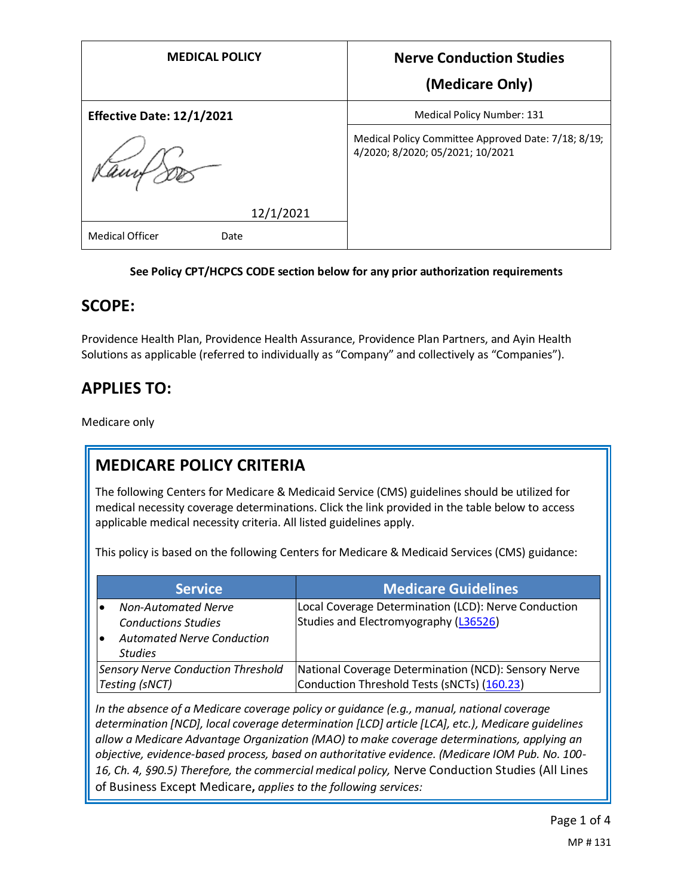| MEDICAL POLICY | Nerve Conduction Studies (Medicare Only) |
|---|---|
| **Effective Date: 12/1/2021** | Medical Policy Number: 131 |
| 12/1/2021 | Medical Policy Committee Approved Date: 7/18; 8/19; 4/2020; 8/2020; 05/2021; 10/2021 |
| Medical Officer Date | |

**See Policy CPT/HCPCS CODE section below for any prior authorization requirements**

## SCOPE:

Providence Health Plan, Providence Health Assurance, Providence Plan Partners, and Ayin Health Solutions as applicable (referred to individually as "Company" and collectively as "Companies").

## APPLIES TO:

Medicare only

## MEDICARE POLICY CRITERIA

The following Centers for Medicare & Medicaid Service (CMS) guidelines should be utilized for medical necessity coverage determinations. Click the link provided in the table below to access applicable medical necessity criteria. All listed guidelines apply.

This policy is based on the following Centers for Medicare & Medicaid Services (CMS) guidance:

| Service | Medicare Guidelines |
|---|---|
| • *Non-Automated Nerve Conductions Studies*<br>• *Automated Nerve Conduction Studies* | Local Coverage Determination (LCD): Nerve Conduction Studies and Electromyography (L36526) |
| *Sensory Nerve Conduction Threshold Testing (sNCT)* | National Coverage Determination (NCD): Sensory Nerve Conduction Threshold Tests (sNCTs) (160.23) |

*In the absence of a Medicare coverage policy or guidance (e.g., manual, national coverage determination [NCD], local coverage determination [LCD] article [LCA], etc.), Medicare guidelines allow a Medicare Advantage Organization (MAO) to make coverage determinations, applying an objective, evidence-based process, based on authoritative evidence. (Medicare IOM Pub. No. 100-16, Ch. 4, §90.5) Therefore, the commercial medical policy,* Nerve Conduction Studies (All Lines of Business Except Medicare**,** *applies to the following services:*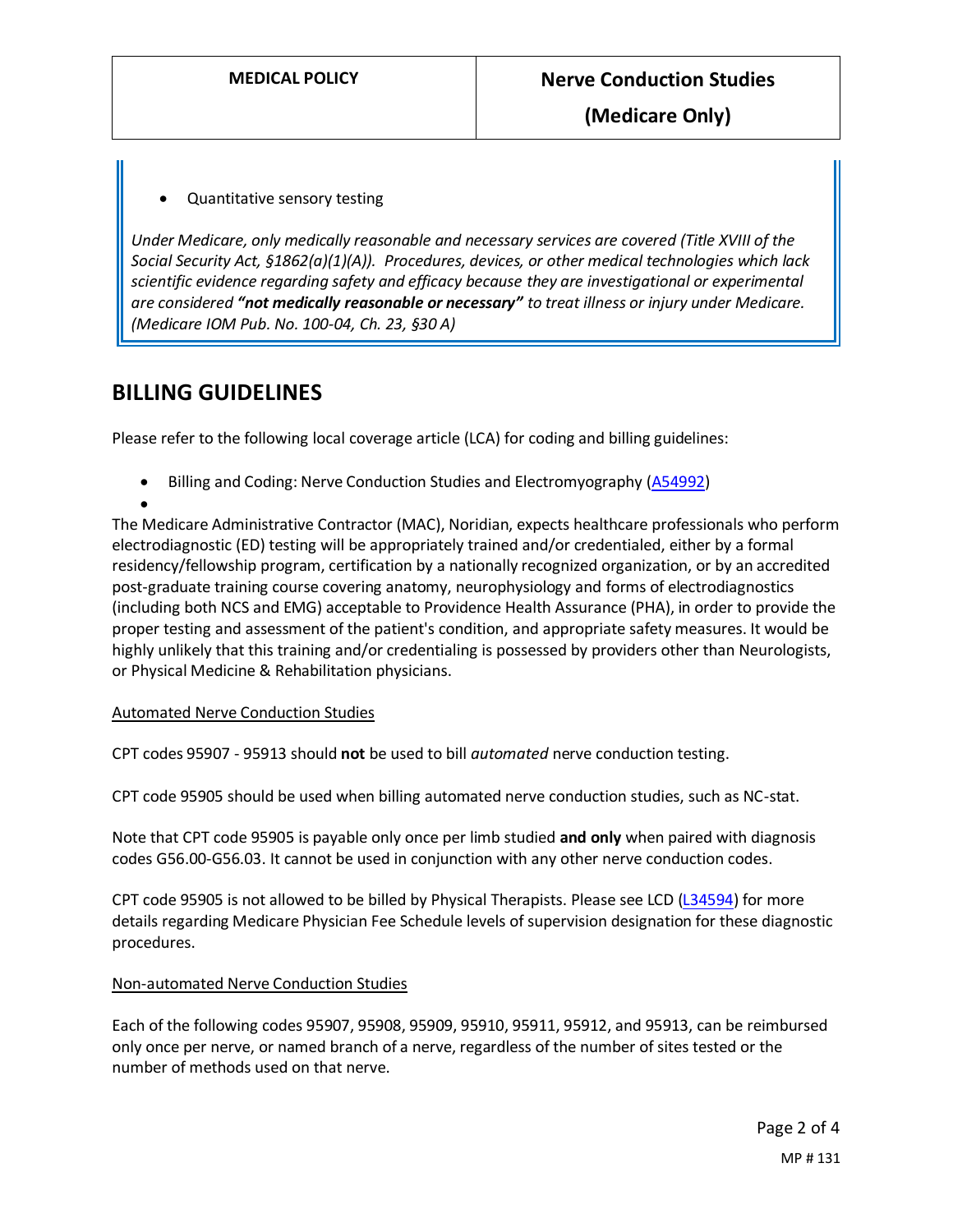- Quantitative sensory testing

*Under Medicare, only medically reasonable and necessary services are covered (Title XVIII of the Social Security Act, §1862(a)(1)(A)). Procedures, devices, or other medical technologies which lack scientific evidence regarding safety and efficacy because they are investigational or experimental are considered **"not medically reasonable or necessary"** to treat illness or injury under Medicare. (Medicare IOM Pub. No. 100-04, Ch. 23, §30 A)*

## BILLING GUIDELINES

Please refer to the following local coverage article (LCA) for coding and billing guidelines:

- Billing and Coding: Nerve Conduction Studies and Electromyography (A54992)
- 

The Medicare Administrative Contractor (MAC), Noridian, expects healthcare professionals who perform electrodiagnostic (ED) testing will be appropriately trained and/or credentialed, either by a formal residency/fellowship program, certification by a nationally recognized organization, or by an accredited post-graduate training course covering anatomy, neurophysiology and forms of electrodiagnostics (including both NCS and EMG) acceptable to Providence Health Assurance (PHA), in order to provide the proper testing and assessment of the patient's condition, and appropriate safety measures. It would be highly unlikely that this training and/or credentialing is possessed by providers other than Neurologists, or Physical Medicine & Rehabilitation physicians.

<u>Automated Nerve Conduction Studies</u>

CPT codes 95907 - 95913 should **not** be used to bill *automated* nerve conduction testing.

CPT code 95905 should be used when billing automated nerve conduction studies, such as NC-stat.

Note that CPT code 95905 is payable only once per limb studied **and only** when paired with diagnosis codes G56.00-G56.03. It cannot be used in conjunction with any other nerve conduction codes.

CPT code 95905 is not allowed to be billed by Physical Therapists. Please see LCD (L34594) for more details regarding Medicare Physician Fee Schedule levels of supervision designation for these diagnostic procedures.

<u>Non-automated Nerve Conduction Studies</u>

Each of the following codes 95907, 95908, 95909, 95910, 95911, 95912, and 95913, can be reimbursed only once per nerve, or named branch of a nerve, regardless of the number of sites tested or the number of methods used on that nerve.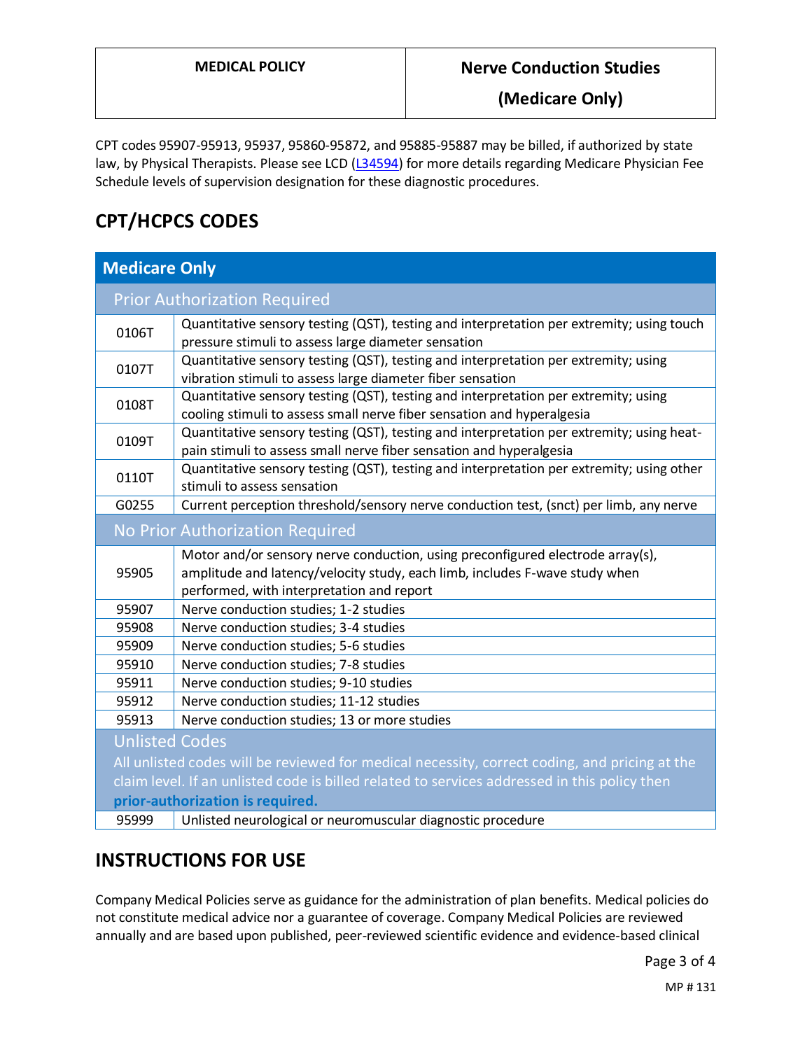CPT codes 95907-95913, 95937, 95860-95872, and 95885-95887 may be billed, if authorized by state law, by Physical Therapists. Please see LCD (L34594) for more details regarding Medicare Physician Fee Schedule levels of supervision designation for these diagnostic procedures.

## CPT/HCPCS CODES

| Medicare Only | |
|---|---|
| **Prior Authorization Required** | |
| 0106T | Quantitative sensory testing (QST), testing and interpretation per extremity; using touch pressure stimuli to assess large diameter sensation |
| 0107T | Quantitative sensory testing (QST), testing and interpretation per extremity; using vibration stimuli to assess large diameter fiber sensation |
| 0108T | Quantitative sensory testing (QST), testing and interpretation per extremity; using cooling stimuli to assess small nerve fiber sensation and hyperalgesia |
| 0109T | Quantitative sensory testing (QST), testing and interpretation per extremity; using heat-pain stimuli to assess small nerve fiber sensation and hyperalgesia |
| 0110T | Quantitative sensory testing (QST), testing and interpretation per extremity; using other stimuli to assess sensation |
| G0255 | Current perception threshold/sensory nerve conduction test, (snct) per limb, any nerve |
| **No Prior Authorization Required** | |
| 95905 | Motor and/or sensory nerve conduction, using preconfigured electrode array(s), amplitude and latency/velocity study, each limb, includes F-wave study when performed, with interpretation and report |
| 95907 | Nerve conduction studies; 1-2 studies |
| 95908 | Nerve conduction studies; 3-4 studies |
| 95909 | Nerve conduction studies; 5-6 studies |
| 95910 | Nerve conduction studies; 7-8 studies |
| 95911 | Nerve conduction studies; 9-10 studies |
| 95912 | Nerve conduction studies; 11-12 studies |
| 95913 | Nerve conduction studies; 13 or more studies |
| **Unlisted Codes** All unlisted codes will be reviewed for medical necessity, correct coding, and pricing at the claim level. If an unlisted code is billed related to services addressed in this policy then **prior-authorization is required.** | |
| 95999 | Unlisted neurological or neuromuscular diagnostic procedure |

## INSTRUCTIONS FOR USE

Company Medical Policies serve as guidance for the administration of plan benefits. Medical policies do not constitute medical advice nor a guarantee of coverage. Company Medical Policies are reviewed annually and are based upon published, peer-reviewed scientific evidence and evidence-based clinical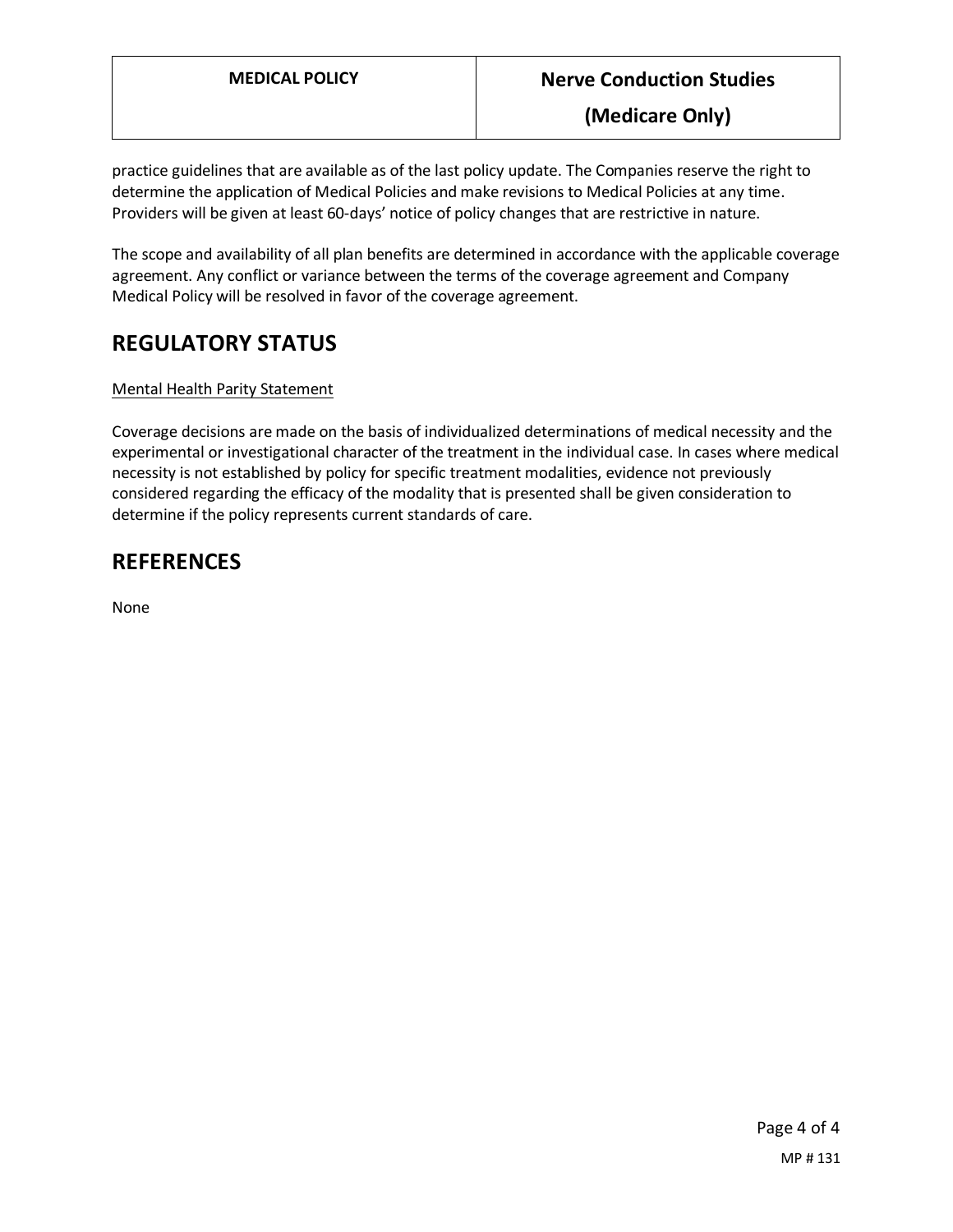practice guidelines that are available as of the last policy update. The Companies reserve the right to determine the application of Medical Policies and make revisions to Medical Policies at any time. Providers will be given at least 60-days' notice of policy changes that are restrictive in nature.

The scope and availability of all plan benefits are determined in accordance with the applicable coverage agreement. Any conflict or variance between the terms of the coverage agreement and Company Medical Policy will be resolved in favor of the coverage agreement.

## REGULATORY STATUS

Mental Health Parity Statement

Coverage decisions are made on the basis of individualized determinations of medical necessity and the experimental or investigational character of the treatment in the individual case. In cases where medical necessity is not established by policy for specific treatment modalities, evidence not previously considered regarding the efficacy of the modality that is presented shall be given consideration to determine if the policy represents current standards of care.

## REFERENCES

None